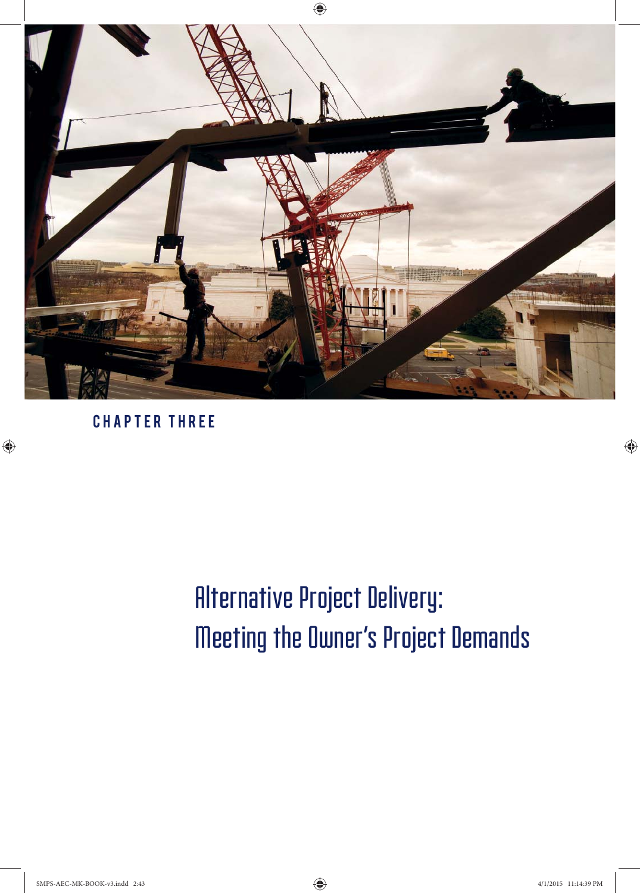CHAPTER THREE

# Alternative Project Delivery: Meeting the Owner's Project Demands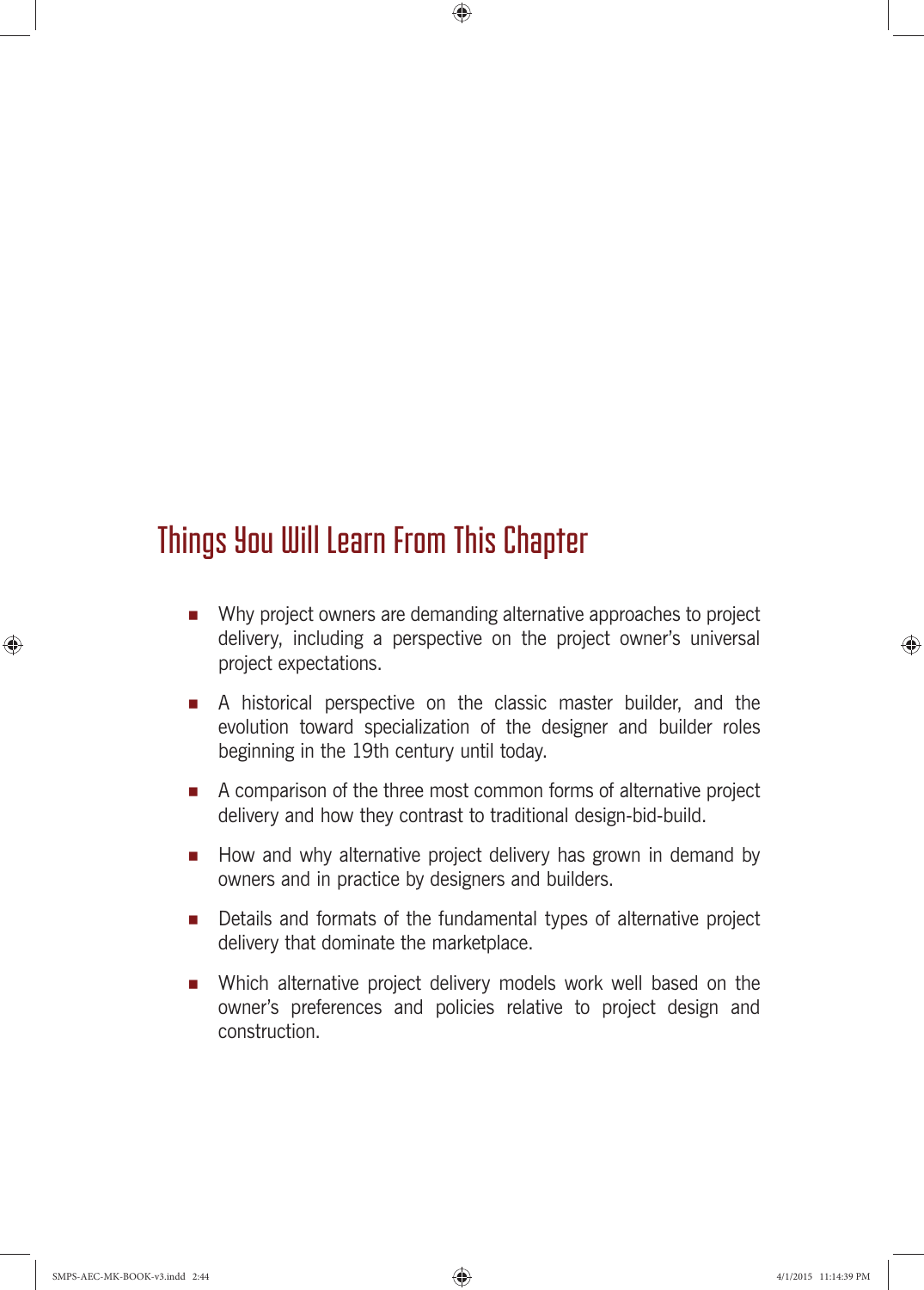## Things You Will Learn From This Chapter

- Why project owners are demanding alternative approaches to project delivery, including a perspective on the project owner's universal project expectations.
- A historical perspective on the classic master builder, and the evolution toward specialization of the designer and builder roles beginning in the 19th century until today.
- A comparison of the three most common forms of alternative project delivery and how they contrast to traditional design-bid-build.
- How and why alternative project delivery has grown in demand by owners and in practice by designers and builders.
- Details and formats of the fundamental types of alternative project delivery that dominate the marketplace.
- Which alternative project delivery models work well based on the owner's preferences and policies relative to project design and construction.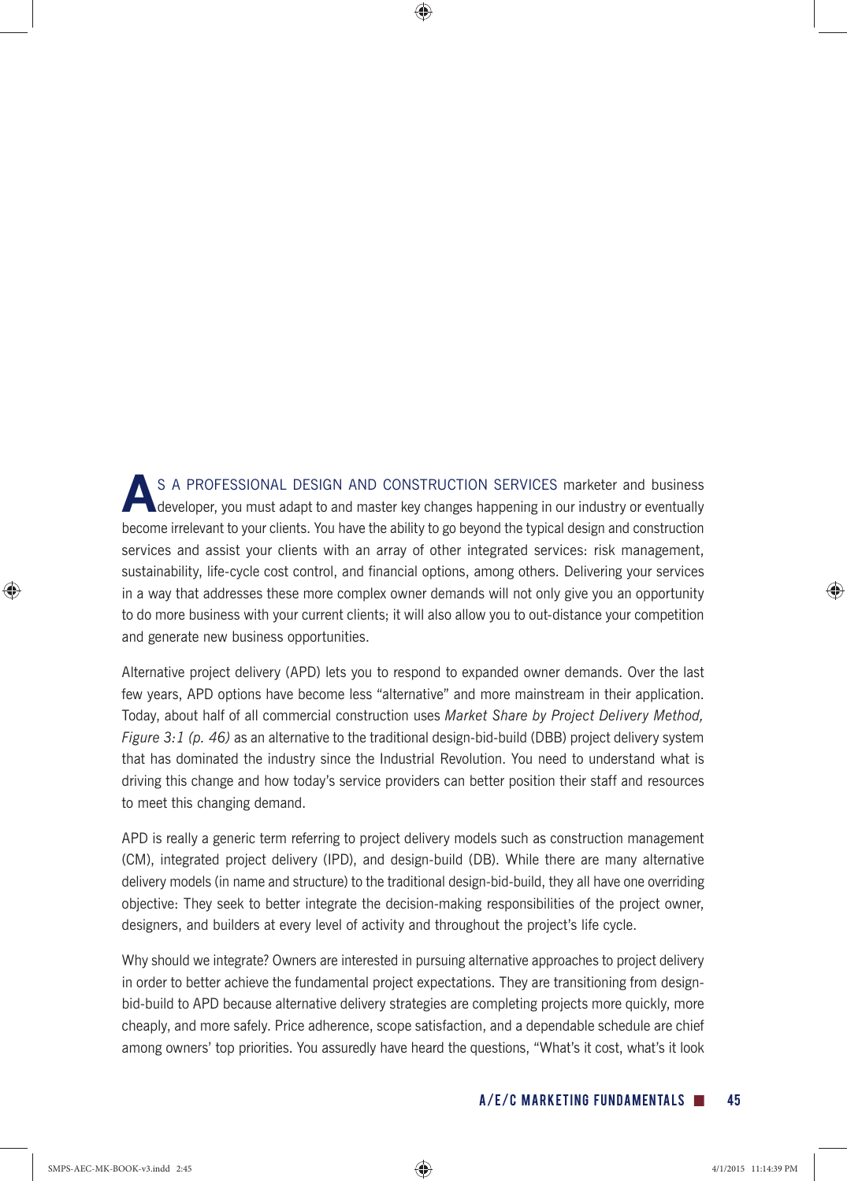**A**S A PROFESSIONAL DESIGN AND CONSTRUCTION SERVICES marketer and business developer, you must adapt to and master key changes happening in our industry or eventually become irrelevant to your clients. You have the ability to go beyond the typical design and construction services and assist your clients with an array of other integrated services: risk management, sustainability, life-cycle cost control, and financial options, among others. Delivering your services in a way that addresses these more complex owner demands will not only give you an opportunity to do more business with your current clients; it will also allow you to out-distance your competition and generate new business opportunities.

Alternative project delivery (APD) lets you to respond to expanded owner demands. Over the last few years, APD options have become less "alternative" and more mainstream in their application. Today, about half of all commercial construction uses *Market Share by Project Delivery Method, Figure 3:1 (p. 46)* as an alternative to the traditional design-bid-build (DBB) project delivery system that has dominated the industry since the Industrial Revolution. You need to understand what is driving this change and how today's service providers can better position their staff and resources to meet this changing demand.

APD is really a generic term referring to project delivery models such as construction management (CM), integrated project delivery (IPD), and design-build (DB). While there are many alternative delivery models (in name and structure) to the traditional design-bid-build, they all have one overriding objective: They seek to better integrate the decision-making responsibilities of the project owner, designers, and builders at every level of activity and throughout the project's life cycle.

Why should we integrate? Owners are interested in pursuing alternative approaches to project delivery in order to better achieve the fundamental project expectations. They are transitioning from design-bid-build to APD because alternative delivery strategies are completing projects more quickly, more cheaply, and more safely. Price adherence, scope satisfaction, and a dependable schedule are chief among owners' top priorities. You assuredly have heard the questions, "What's it cost, what's it look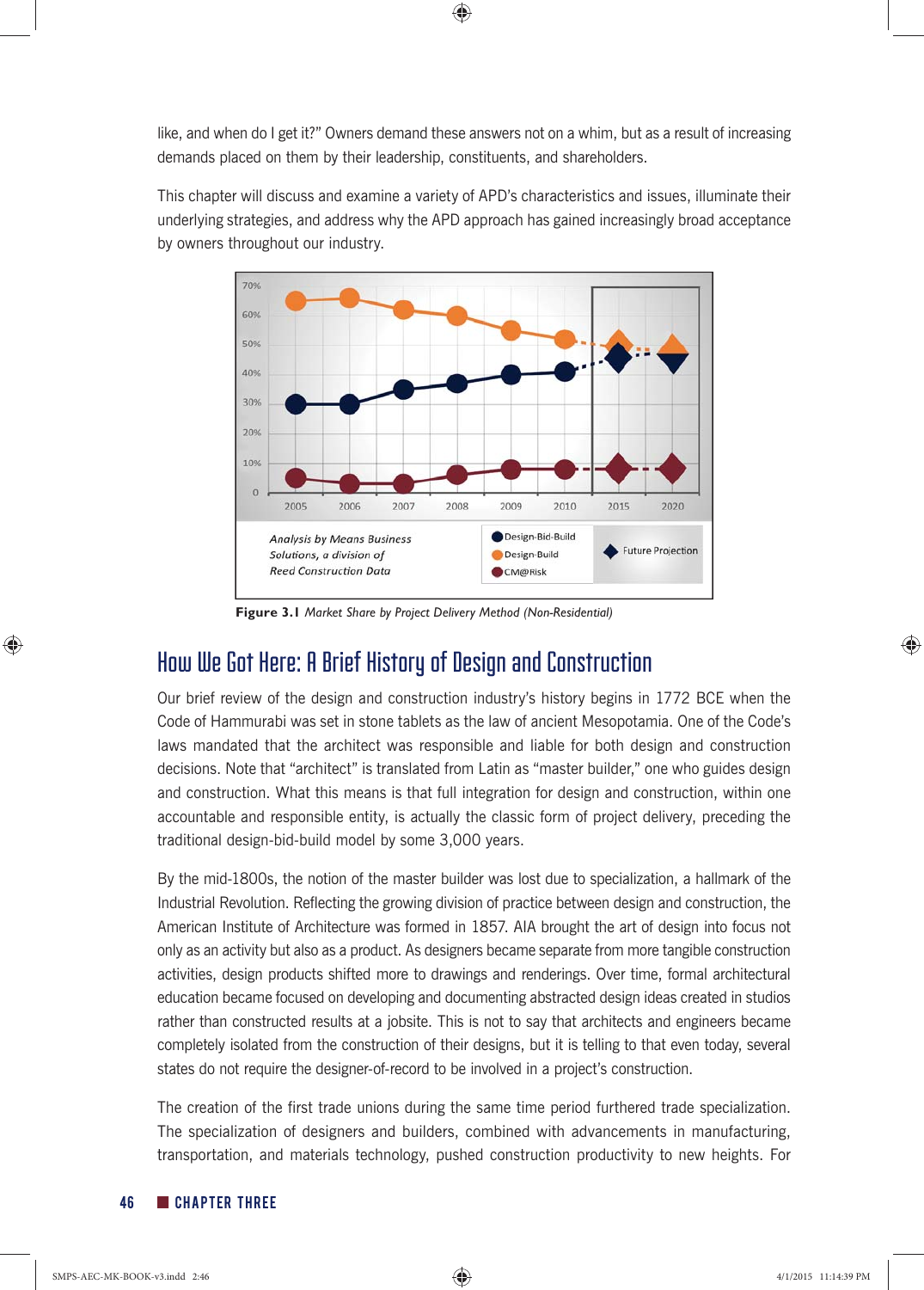like, and when do I get it?" Owners demand these answers not on a whim, but as a result of increasing demands placed on them by their leadership, constituents, and shareholders.

This chapter will discuss and examine a variety of APD's characteristics and issues, illuminate their underlying strategies, and address why the APD approach has gained increasingly broad acceptance by owners throughout our industry.

70%
60%
50%
40%
30%
20%
10%
0

2005 2006 2007 2008 2009 2010 2015 2020

*Analysis by Means Business Solutions, a division of Reed Construction Data*

Design-Bid-Build
Design-Build
CM@Risk

Future Projection

**Figure 3.1** *Market Share by Project Delivery Method (Non-Residential)*

## How We Got Here: A Brief History of Design and Construction

Our brief review of the design and construction industry's history begins in 1772 BCE when the Code of Hammurabi was set in stone tablets as the law of ancient Mesopotamia. One of the Code's laws mandated that the architect was responsible and liable for both design and construction decisions. Note that "architect" is translated from Latin as "master builder," one who guides design and construction. What this means is that full integration for design and construction, within one accountable and responsible entity, is actually the classic form of project delivery, preceding the traditional design-bid-build model by some 3,000 years.

By the mid-1800s, the notion of the master builder was lost due to specialization, a hallmark of the Industrial Revolution. Reflecting the growing division of practice between design and construction, the American Institute of Architecture was formed in 1857. AIA brought the art of design into focus not only as an activity but also as a product. As designers became separate from more tangible construction activities, design products shifted more to drawings and renderings. Over time, formal architectural education became focused on developing and documenting abstracted design ideas created in studios rather than constructed results at a jobsite. This is not to say that architects and engineers became completely isolated from the construction of their designs, but it is telling to that even today, several states do not require the designer-of-record to be involved in a project's construction.

The creation of the first trade unions during the same time period furthered trade specialization. The specialization of designers and builders, combined with advancements in manufacturing, transportation, and materials technology, pushed construction productivity to new heights. For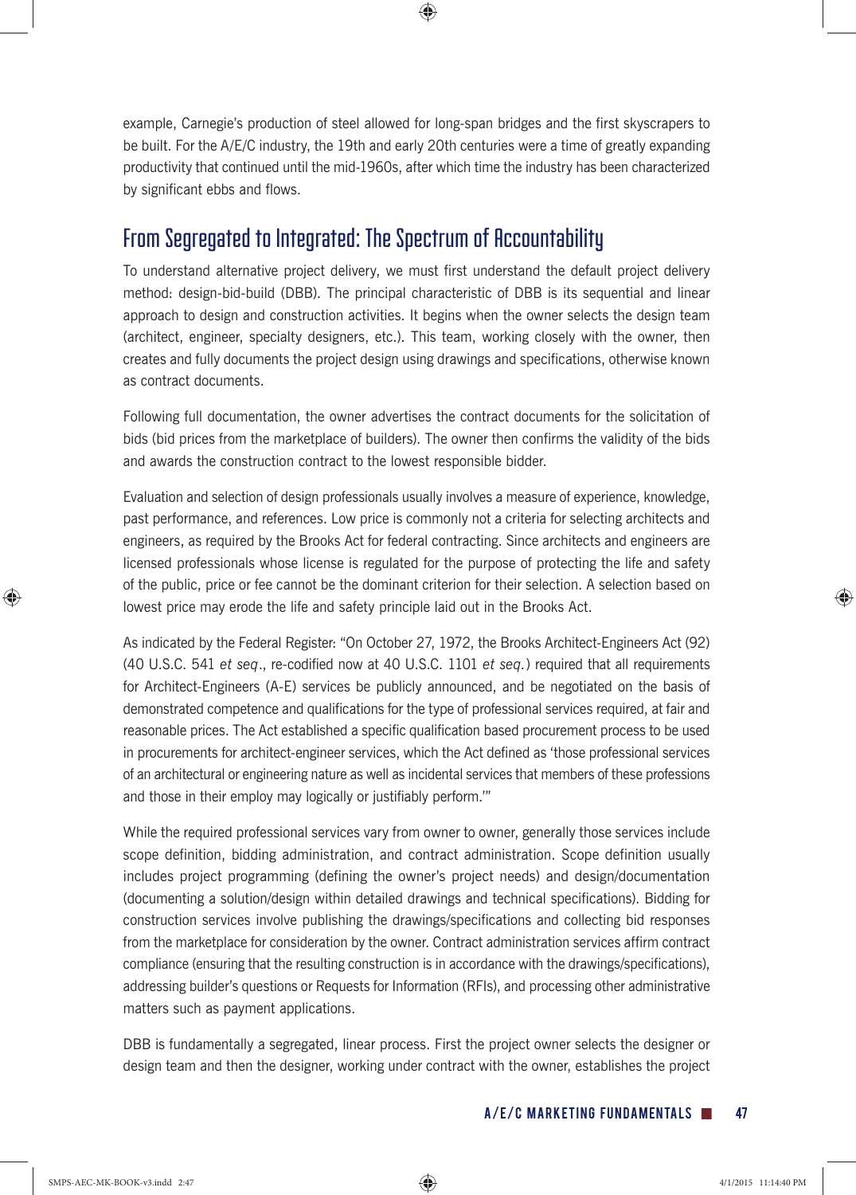example, Carnegie's production of steel allowed for long-span bridges and the first skyscrapers to be built. For the A/E/C industry, the 19th and early 20th centuries were a time of greatly expanding productivity that continued until the mid-1960s, after which time the industry has been characterized by significant ebbs and flows.

## From Segregated to Integrated: The Spectrum of Accountability

To understand alternative project delivery, we must first understand the default project delivery method: design-bid-build (DBB). The principal characteristic of DBB is its sequential and linear approach to design and construction activities. It begins when the owner selects the design team (architect, engineer, specialty designers, etc.). This team, working closely with the owner, then creates and fully documents the project design using drawings and specifications, otherwise known as contract documents.

Following full documentation, the owner advertises the contract documents for the solicitation of bids (bid prices from the marketplace of builders). The owner then confirms the validity of the bids and awards the construction contract to the lowest responsible bidder.

Evaluation and selection of design professionals usually involves a measure of experience, knowledge, past performance, and references. Low price is commonly not a criteria for selecting architects and engineers, as required by the Brooks Act for federal contracting. Since architects and engineers are licensed professionals whose license is regulated for the purpose of protecting the life and safety of the public, price or fee cannot be the dominant criterion for their selection. A selection based on lowest price may erode the life and safety principle laid out in the Brooks Act.

As indicated by the Federal Register: "On October 27, 1972, the Brooks Architect-Engineers Act (92) (40 U.S.C. 541 *et seq*., re-codified now at 40 U.S.C. 1101 *et seq.*) required that all requirements for Architect-Engineers (A-E) services be publicly announced, and be negotiated on the basis of demonstrated competence and qualifications for the type of professional services required, at fair and reasonable prices. The Act established a specific qualification based procurement process to be used in procurements for architect-engineer services, which the Act defined as 'those professional services of an architectural or engineering nature as well as incidental services that members of these professions and those in their employ may logically or justifiably perform.'"

While the required professional services vary from owner to owner, generally those services include scope definition, bidding administration, and contract administration. Scope definition usually includes project programming (defining the owner's project needs) and design/documentation (documenting a solution/design within detailed drawings and technical specifications). Bidding for construction services involve publishing the drawings/specifications and collecting bid responses from the marketplace for consideration by the owner. Contract administration services affirm contract compliance (ensuring that the resulting construction is in accordance with the drawings/specifications), addressing builder's questions or Requests for Information (RFIs), and processing other administrative matters such as payment applications.

DBB is fundamentally a segregated, linear process. First the project owner selects the designer or design team and then the designer, working under contract with the owner, establishes the project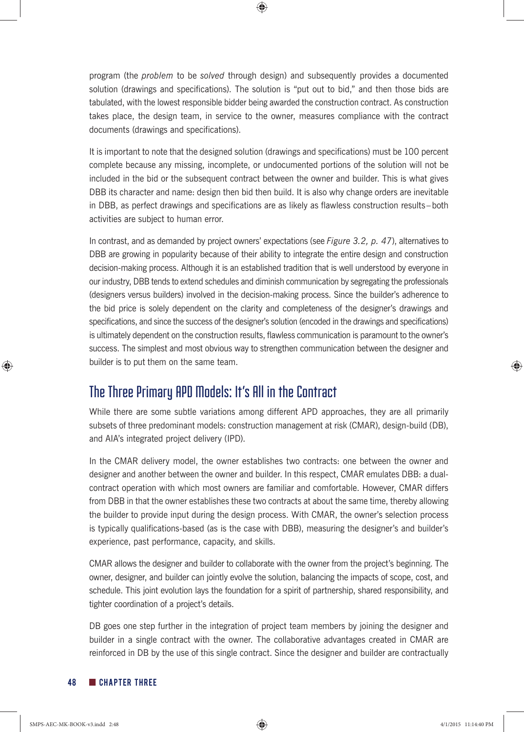program (the *problem* to be *solved* through design) and subsequently provides a documented solution (drawings and specifications). The solution is "put out to bid," and then those bids are tabulated, with the lowest responsible bidder being awarded the construction contract. As construction takes place, the design team, in service to the owner, measures compliance with the contract documents (drawings and specifications).

It is important to note that the designed solution (drawings and specifications) must be 100 percent complete because any missing, incomplete, or undocumented portions of the solution will not be included in the bid or the subsequent contract between the owner and builder. This is what gives DBB its character and name: design then bid then build. It is also why change orders are inevitable in DBB, as perfect drawings and specifications are as likely as flawless construction results – both activities are subject to human error.

In contrast, and as demanded by project owners' expectations (see *Figure 3.2, p. 47*), alternatives to DBB are growing in popularity because of their ability to integrate the entire design and construction decision-making process. Although it is an established tradition that is well understood by everyone in our industry, DBB tends to extend schedules and diminish communication by segregating the professionals (designers versus builders) involved in the decision-making process. Since the builder's adherence to the bid price is solely dependent on the clarity and completeness of the designer's drawings and specifications, and since the success of the designer's solution (encoded in the drawings and specifications) is ultimately dependent on the construction results, flawless communication is paramount to the owner's success. The simplest and most obvious way to strengthen communication between the designer and builder is to put them on the same team.

## The Three Primary APD Models: It's All in the Contract

While there are some subtle variations among different APD approaches, they are all primarily subsets of three predominant models: construction management at risk (CMAR), design-build (DB), and AIA's integrated project delivery (IPD).

In the CMAR delivery model, the owner establishes two contracts: one between the owner and designer and another between the owner and builder. In this respect, CMAR emulates DBB: a dual-contract operation with which most owners are familiar and comfortable. However, CMAR differs from DBB in that the owner establishes these two contracts at about the same time, thereby allowing the builder to provide input during the design process. With CMAR, the owner's selection process is typically qualifications-based (as is the case with DBB), measuring the designer's and builder's experience, past performance, capacity, and skills.

CMAR allows the designer and builder to collaborate with the owner from the project's beginning. The owner, designer, and builder can jointly evolve the solution, balancing the impacts of scope, cost, and schedule. This joint evolution lays the foundation for a spirit of partnership, shared responsibility, and tighter coordination of a project's details.

DB goes one step further in the integration of project team members by joining the designer and builder in a single contract with the owner. The collaborative advantages created in CMAR are reinforced in DB by the use of this single contract. Since the designer and builder are contractually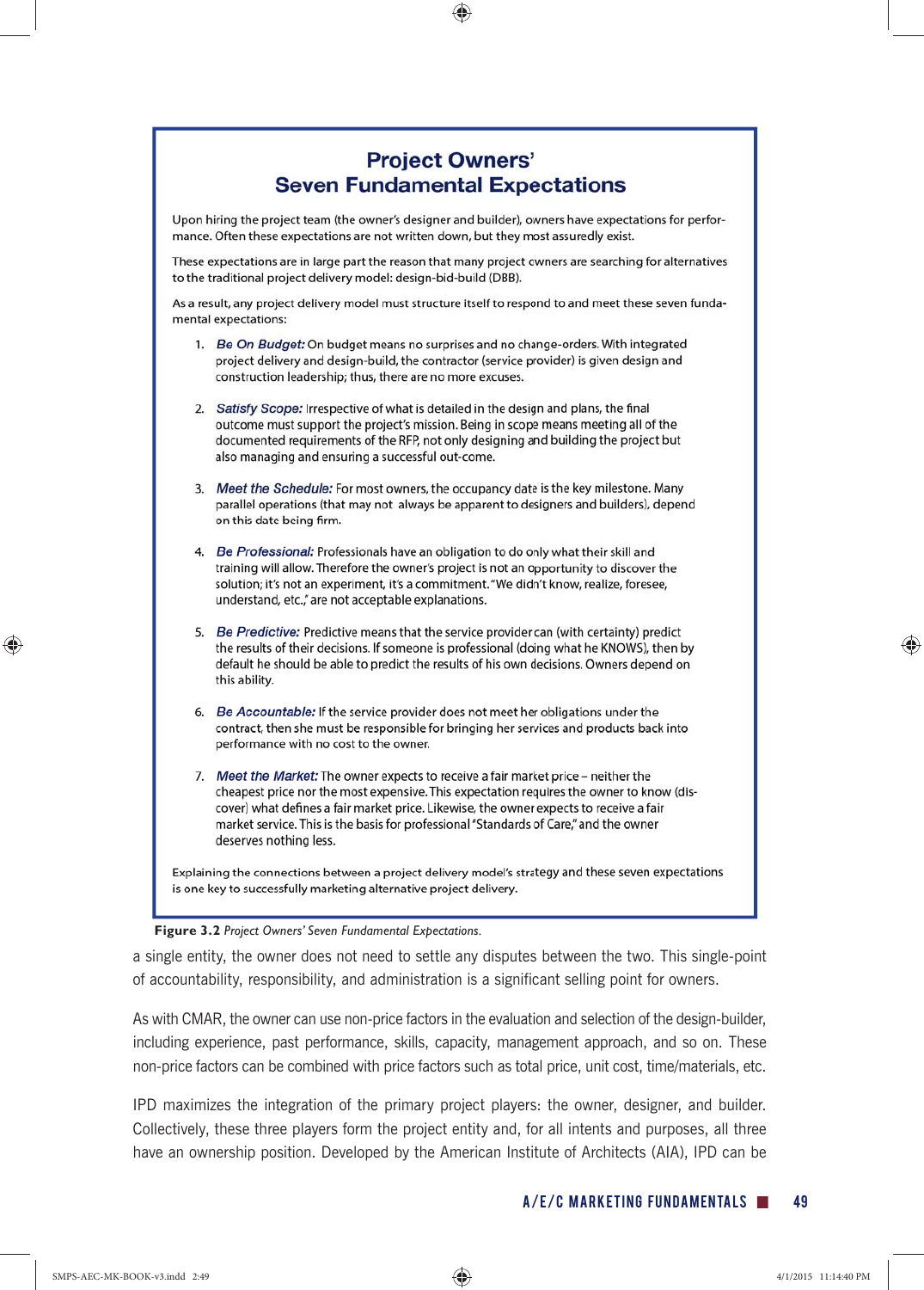## Project Owners' Seven Fundamental Expectations

Upon hiring the project team (the owner's designer and builder), owners have expectations for performance. Often these expectations are not written down, but they most assuredly exist.

These expectations are in large part the reason that many project owners are searching for alternatives to the traditional project delivery model: design-bid-build (DBB).

As a result, any project delivery model must structure itself to respond to and meet these seven fundamental expectations:

1. *Be On Budget:* On budget means no surprises and no change-orders. With integrated project delivery and design-build, the contractor (service provider) is given design and construction leadership; thus, there are no more excuses.

2. *Satisfy Scope:* Irrespective of what is detailed in the design and plans, the final outcome must support the project's mission. Being in scope means meeting all of the documented requirements of the RFP, not only designing and building the project but also managing and ensuring a successful out-come.

3. *Meet the Schedule:* For most owners, the occupancy date is the key milestone. Many parallel operations (that may not always be apparent to designers and builders), depend on this date being firm.

4. *Be Professional:* Professionals have an obligation to do only what their skill and training will allow. Therefore the owner's project is not an opportunity to discover the solution; it's not an experiment, it's a commitment. "We didn't know, realize, foresee, understand, etc.," are not acceptable explanations.

5. *Be Predictive:* Predictive means that the service provider can (with certainty) predict the results of their decisions. If someone is professional (doing what he KNOWS), then by default he should be able to predict the results of his own decisions. Owners depend on this ability.

6. *Be Accountable:* If the service provider does not meet her obligations under the contract, then she must be responsible for bringing her services and products back into performance with no cost to the owner.

7. *Meet the Market:* The owner expects to receive a fair market price – neither the cheapest price nor the most expensive. This expectation requires the owner to know (discover) what defines a fair market price. Likewise, the owner expects to receive a fair market service. This is the basis for professional "Standards of Care," and the owner deserves nothing less.

Explaining the connections between a project delivery model's strategy and these seven expectations is one key to successfully marketing alternative project delivery.

**Figure 3.2** *Project Owners' Seven Fundamental Expectations.*

a single entity, the owner does not need to settle any disputes between the two. This single-point of accountability, responsibility, and administration is a significant selling point for owners.

As with CMAR, the owner can use non-price factors in the evaluation and selection of the design-builder, including experience, past performance, skills, capacity, management approach, and so on. These non-price factors can be combined with price factors such as total price, unit cost, time/materials, etc.

IPD maximizes the integration of the primary project players: the owner, designer, and builder. Collectively, these three players form the project entity and, for all intents and purposes, all three have an ownership position. Developed by the American Institute of Architects (AIA), IPD can be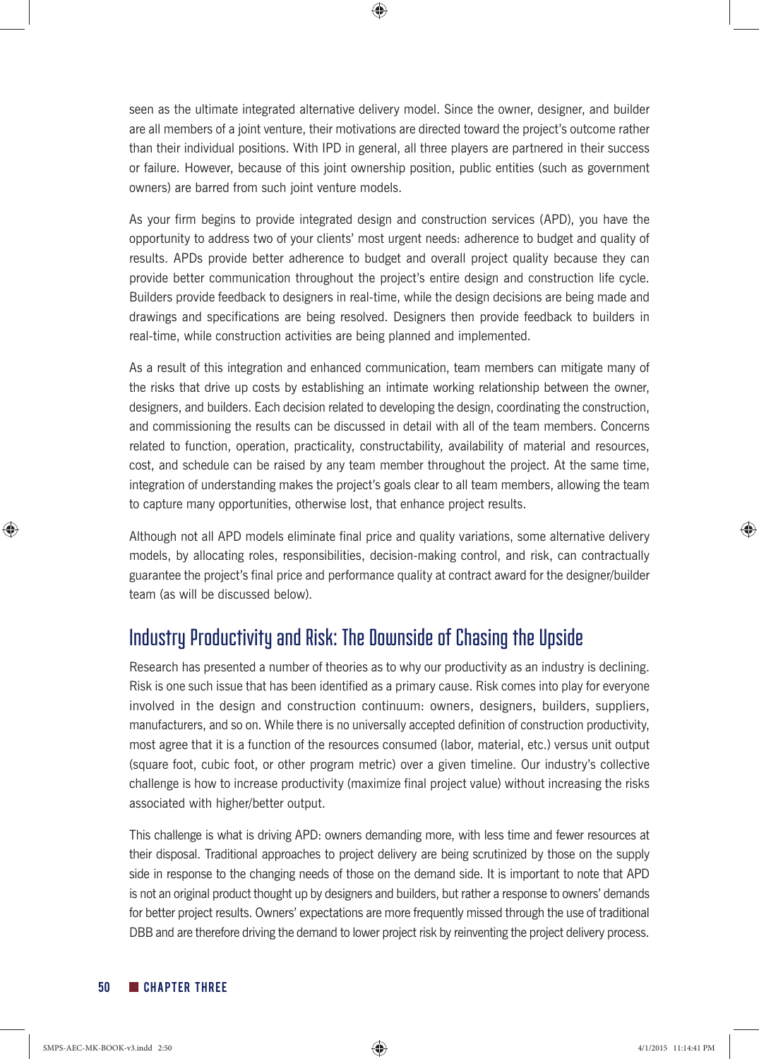seen as the ultimate integrated alternative delivery model. Since the owner, designer, and builder are all members of a joint venture, their motivations are directed toward the project's outcome rather than their individual positions. With IPD in general, all three players are partnered in their success or failure. However, because of this joint ownership position, public entities (such as government owners) are barred from such joint venture models.

As your firm begins to provide integrated design and construction services (APD), you have the opportunity to address two of your clients' most urgent needs: adherence to budget and quality of results. APDs provide better adherence to budget and overall project quality because they can provide better communication throughout the project's entire design and construction life cycle. Builders provide feedback to designers in real-time, while the design decisions are being made and drawings and specifications are being resolved. Designers then provide feedback to builders in real-time, while construction activities are being planned and implemented.

As a result of this integration and enhanced communication, team members can mitigate many of the risks that drive up costs by establishing an intimate working relationship between the owner, designers, and builders. Each decision related to developing the design, coordinating the construction, and commissioning the results can be discussed in detail with all of the team members. Concerns related to function, operation, practicality, constructability, availability of material and resources, cost, and schedule can be raised by any team member throughout the project. At the same time, integration of understanding makes the project's goals clear to all team members, allowing the team to capture many opportunities, otherwise lost, that enhance project results.

Although not all APD models eliminate final price and quality variations, some alternative delivery models, by allocating roles, responsibilities, decision-making control, and risk, can contractually guarantee the project's final price and performance quality at contract award for the designer/builder team (as will be discussed below).

## Industry Productivity and Risk: The Downside of Chasing the Upside

Research has presented a number of theories as to why our productivity as an industry is declining. Risk is one such issue that has been identified as a primary cause. Risk comes into play for everyone involved in the design and construction continuum: owners, designers, builders, suppliers, manufacturers, and so on. While there is no universally accepted definition of construction productivity, most agree that it is a function of the resources consumed (labor, material, etc.) versus unit output (square foot, cubic foot, or other program metric) over a given timeline. Our industry's collective challenge is how to increase productivity (maximize final project value) without increasing the risks associated with higher/better output.

This challenge is what is driving APD: owners demanding more, with less time and fewer resources at their disposal. Traditional approaches to project delivery are being scrutinized by those on the supply side in response to the changing needs of those on the demand side. It is important to note that APD is not an original product thought up by designers and builders, but rather a response to owners' demands for better project results. Owners' expectations are more frequently missed through the use of traditional DBB and are therefore driving the demand to lower project risk by reinventing the project delivery process.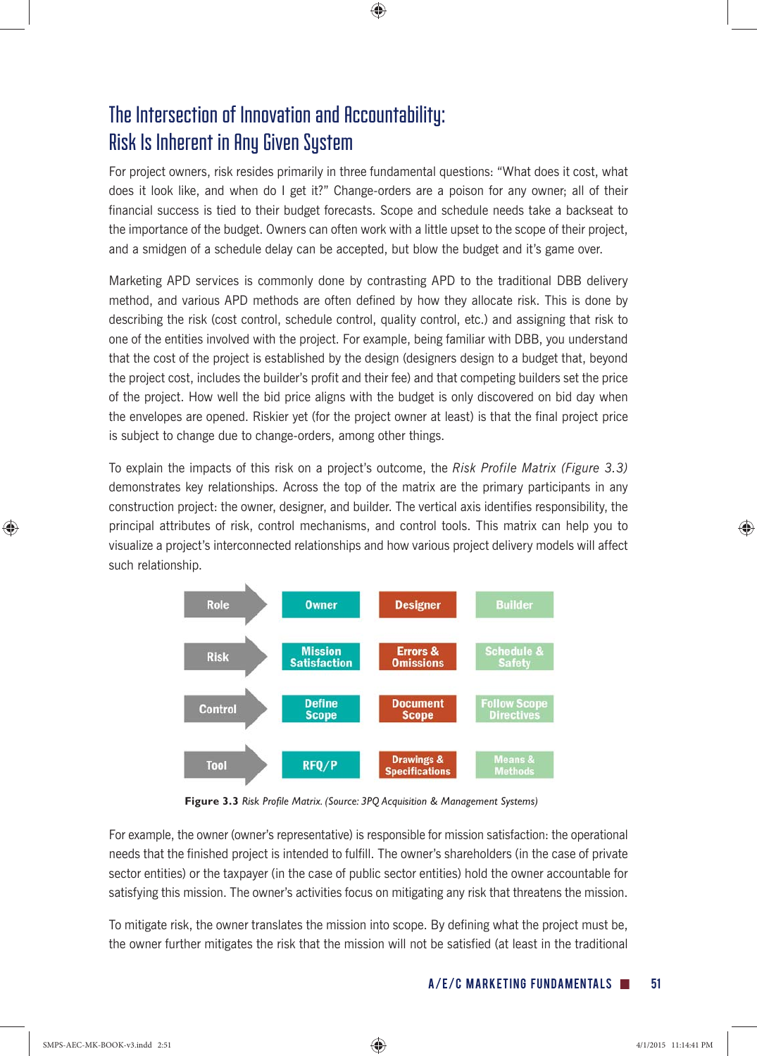## The Intersection of Innovation and Accountability: Risk Is Inherent in Any Given System

For project owners, risk resides primarily in three fundamental questions: "What does it cost, what does it look like, and when do I get it?" Change-orders are a poison for any owner; all of their financial success is tied to their budget forecasts. Scope and schedule needs take a backseat to the importance of the budget. Owners can often work with a little upset to the scope of their project, and a smidgen of a schedule delay can be accepted, but blow the budget and it's game over.

Marketing APD services is commonly done by contrasting APD to the traditional DBB delivery method, and various APD methods are often defined by how they allocate risk. This is done by describing the risk (cost control, schedule control, quality control, etc.) and assigning that risk to one of the entities involved with the project. For example, being familiar with DBB, you understand that the cost of the project is established by the design (designers design to a budget that, beyond the project cost, includes the builder's profit and their fee) and that competing builders set the price of the project. How well the bid price aligns with the budget is only discovered on bid day when the envelopes are opened. Riskier yet (for the project owner at least) is that the final project price is subject to change due to change-orders, among other things.

To explain the impacts of this risk on a project's outcome, the *Risk Profile Matrix (Figure 3.3)* demonstrates key relationships. Across the top of the matrix are the primary participants in any construction project: the owner, designer, and builder. The vertical axis identifies responsibility, the principal attributes of risk, control mechanisms, and control tools. This matrix can help you to visualize a project's interconnected relationships and how various project delivery models will affect such relationship.

| Role | Owner | Designer | Builder |
|---|---|---|---|
| Risk | Mission Satisfaction | Errors & Omissions | Schedule & Safety |
| Control | Define Scope | Document Scope | Follow Scope Directives |
| Tool | RFQ/P | Drawings & Specifications | Means & Methods |

**Figure 3.3** *Risk Profile Matrix. (Source: 3PQ Acquisition & Management Systems)*

For example, the owner (owner's representative) is responsible for mission satisfaction: the operational needs that the finished project is intended to fulfill. The owner's shareholders (in the case of private sector entities) or the taxpayer (in the case of public sector entities) hold the owner accountable for satisfying this mission. The owner's activities focus on mitigating any risk that threatens the mission.

To mitigate risk, the owner translates the mission into scope. By defining what the project must be, the owner further mitigates the risk that the mission will not be satisfied (at least in the traditional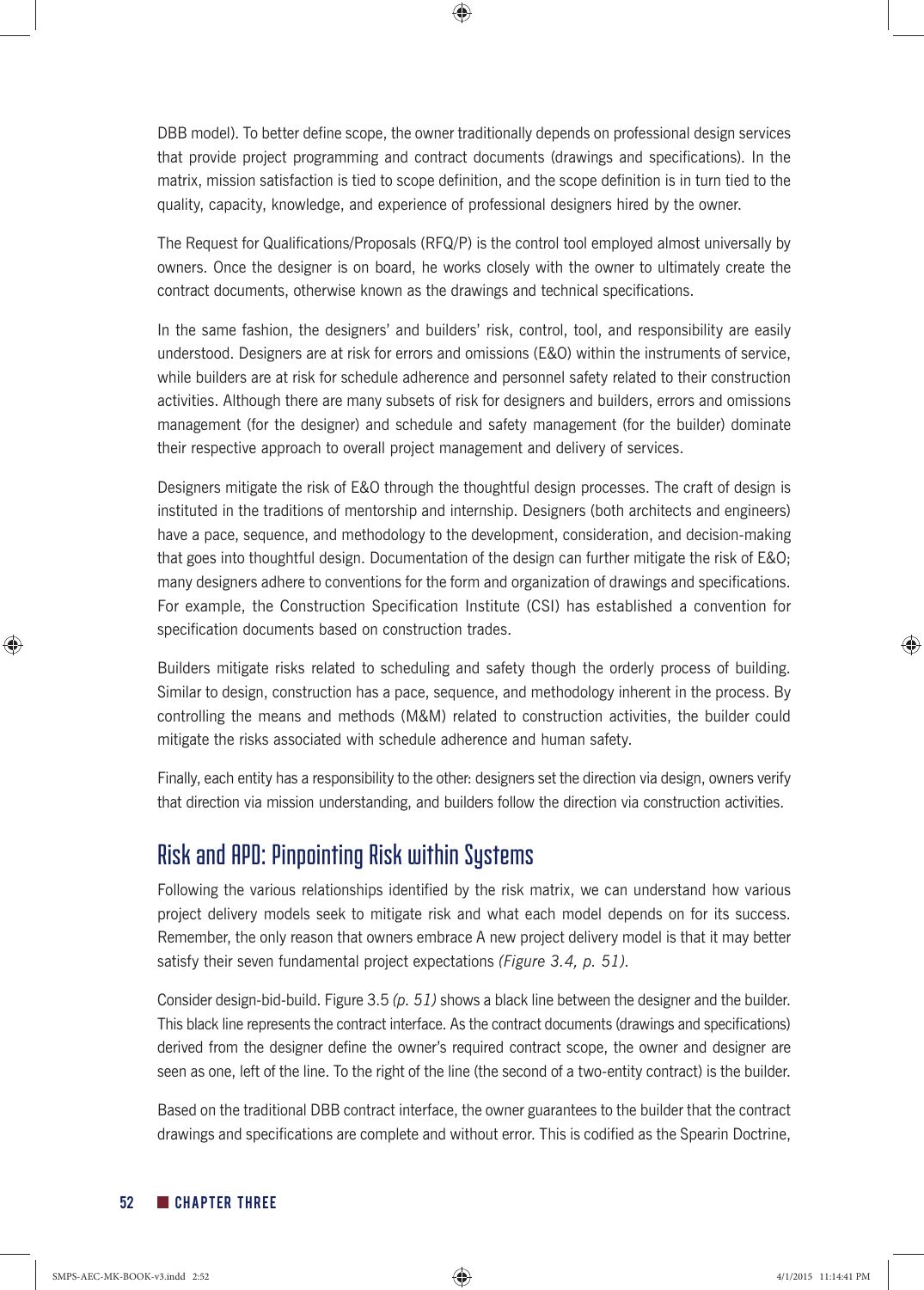DBB model). To better define scope, the owner traditionally depends on professional design services that provide project programming and contract documents (drawings and specifications). In the matrix, mission satisfaction is tied to scope definition, and the scope definition is in turn tied to the quality, capacity, knowledge, and experience of professional designers hired by the owner.

The Request for Qualifications/Proposals (RFQ/P) is the control tool employed almost universally by owners. Once the designer is on board, he works closely with the owner to ultimately create the contract documents, otherwise known as the drawings and technical specifications.

In the same fashion, the designers' and builders' risk, control, tool, and responsibility are easily understood. Designers are at risk for errors and omissions (E&O) within the instruments of service, while builders are at risk for schedule adherence and personnel safety related to their construction activities. Although there are many subsets of risk for designers and builders, errors and omissions management (for the designer) and schedule and safety management (for the builder) dominate their respective approach to overall project management and delivery of services.

Designers mitigate the risk of E&O through the thoughtful design processes. The craft of design is instituted in the traditions of mentorship and internship. Designers (both architects and engineers) have a pace, sequence, and methodology to the development, consideration, and decision-making that goes into thoughtful design. Documentation of the design can further mitigate the risk of E&O; many designers adhere to conventions for the form and organization of drawings and specifications. For example, the Construction Specification Institute (CSI) has established a convention for specification documents based on construction trades.

Builders mitigate risks related to scheduling and safety though the orderly process of building. Similar to design, construction has a pace, sequence, and methodology inherent in the process. By controlling the means and methods (M&M) related to construction activities, the builder could mitigate the risks associated with schedule adherence and human safety.

Finally, each entity has a responsibility to the other: designers set the direction via design, owners verify that direction via mission understanding, and builders follow the direction via construction activities.

## Risk and APD: Pinpointing Risk within Systems

Following the various relationships identified by the risk matrix, we can understand how various project delivery models seek to mitigate risk and what each model depends on for its success. Remember, the only reason that owners embrace A new project delivery model is that it may better satisfy their seven fundamental project expectations *(Figure 3.4, p. 51)*.

Consider design-bid-build. Figure 3.5 *(p. 51)* shows a black line between the designer and the builder. This black line represents the contract interface. As the contract documents (drawings and specifications) derived from the designer define the owner's required contract scope, the owner and designer are seen as one, left of the line. To the right of the line (the second of a two-entity contract) is the builder.

Based on the traditional DBB contract interface, the owner guarantees to the builder that the contract drawings and specifications are complete and without error. This is codified as the Spearin Doctrine,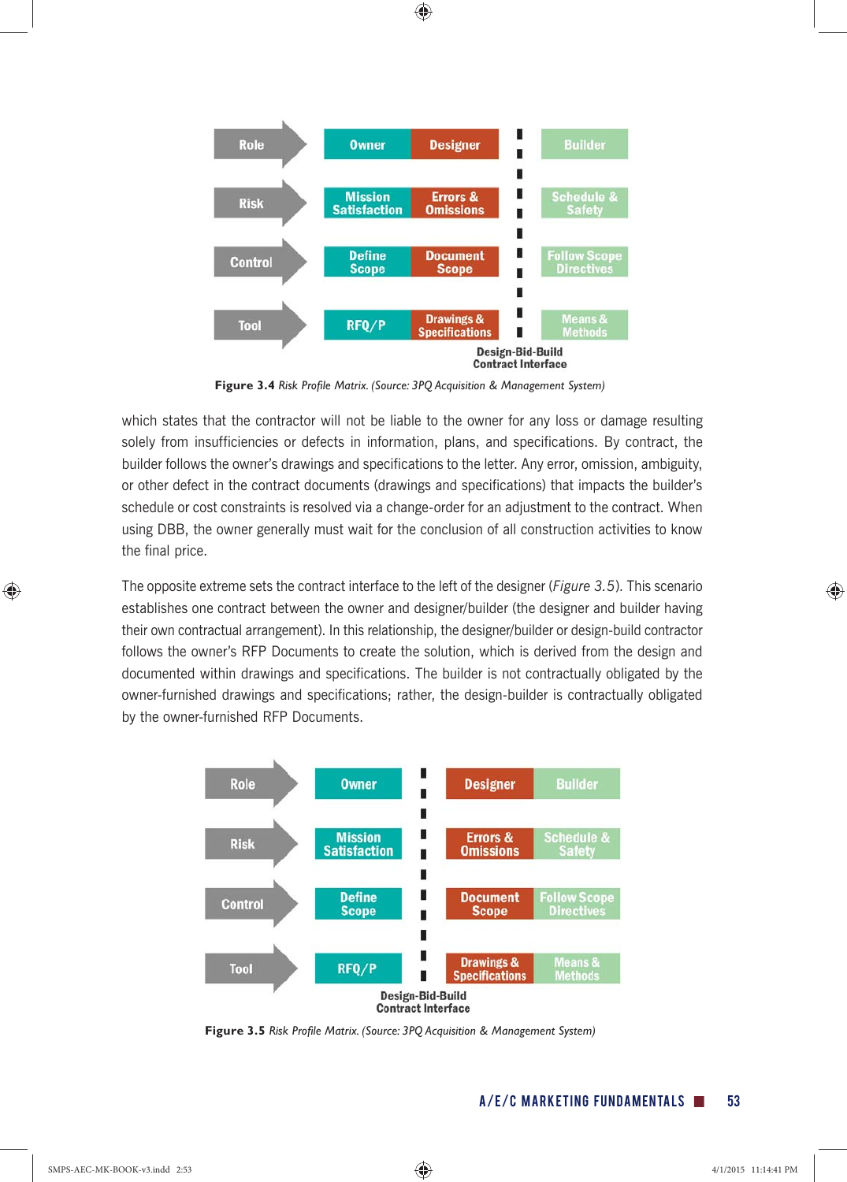| Role | Owner | Designer | ¦ | Builder |
| --- | --- | --- | --- | --- |
| Risk | Mission Satisfaction | Errors & Omissions | ¦ | Schedule & Safety |
| Control | Define Scope | Document Scope | ¦ | Follow Scope Directives |
| Tool | RFQ/P | Drawings & Specifications | ¦ | Means & Methods |

Design-Bid-Build Contract Interface

**Figure 3.4** *Risk Profile Matrix. (Source: 3PQ Acquisition & Management System)*

which states that the contractor will not be liable to the owner for any loss or damage resulting solely from insufficiencies or defects in information, plans, and specifications. By contract, the builder follows the owner's drawings and specifications to the letter. Any error, omission, ambiguity, or other defect in the contract documents (drawings and specifications) that impacts the builder's schedule or cost constraints is resolved via a change-order for an adjustment to the contract. When using DBB, the owner generally must wait for the conclusion of all construction activities to know the final price.

The opposite extreme sets the contract interface to the left of the designer (*Figure 3.5*). This scenario establishes one contract between the owner and designer/builder (the designer and builder having their own contractual arrangement). In this relationship, the designer/builder or design-build contractor follows the owner's RFP Documents to create the solution, which is derived from the design and documented within drawings and specifications. The builder is not contractually obligated by the owner-furnished drawings and specifications; rather, the design-builder is contractually obligated by the owner-furnished RFP Documents.

| Role | Owner | ¦ | Designer | Builder |
| --- | --- | --- | --- | --- |
| Risk | Mission Satisfaction | ¦ | Errors & Omissions | Schedule & Safety |
| Control | Define Scope | ¦ | Document Scope | Follow Scope Directives |
| Tool | RFQ/P | ¦ | Drawings & Specifications | Means & Methods |

Design-Bid-Build Contract Interface

**Figure 3.5** *Risk Profile Matrix. (Source: 3PQ Acquisition & Management System)*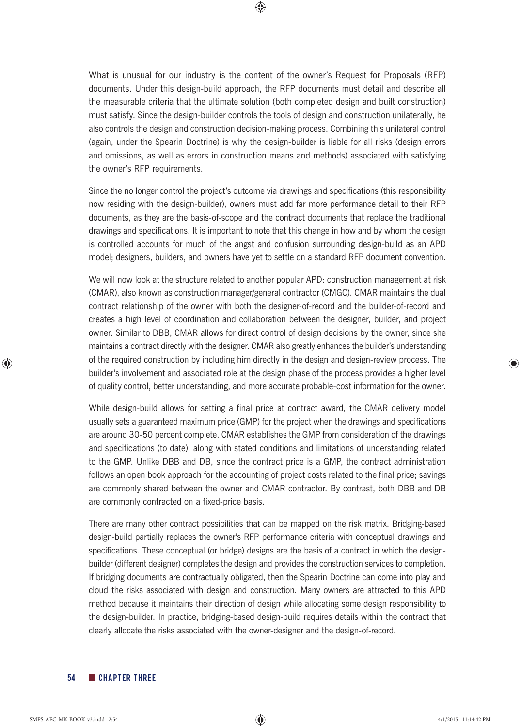What is unusual for our industry is the content of the owner's Request for Proposals (RFP) documents. Under this design-build approach, the RFP documents must detail and describe all the measurable criteria that the ultimate solution (both completed design and built construction) must satisfy. Since the design-builder controls the tools of design and construction unilaterally, he also controls the design and construction decision-making process. Combining this unilateral control (again, under the Spearin Doctrine) is why the design-builder is liable for all risks (design errors and omissions, as well as errors in construction means and methods) associated with satisfying the owner's RFP requirements.

Since the no longer control the project's outcome via drawings and specifications (this responsibility now residing with the design-builder), owners must add far more performance detail to their RFP documents, as they are the basis-of-scope and the contract documents that replace the traditional drawings and specifications. It is important to note that this change in how and by whom the design is controlled accounts for much of the angst and confusion surrounding design-build as an APD model; designers, builders, and owners have yet to settle on a standard RFP document convention.

We will now look at the structure related to another popular APD: construction management at risk (CMAR), also known as construction manager/general contractor (CMGC). CMAR maintains the dual contract relationship of the owner with both the designer-of-record and the builder-of-record and creates a high level of coordination and collaboration between the designer, builder, and project owner. Similar to DBB, CMAR allows for direct control of design decisions by the owner, since she maintains a contract directly with the designer. CMAR also greatly enhances the builder's understanding of the required construction by including him directly in the design and design-review process. The builder's involvement and associated role at the design phase of the process provides a higher level of quality control, better understanding, and more accurate probable-cost information for the owner.

While design-build allows for setting a final price at contract award, the CMAR delivery model usually sets a guaranteed maximum price (GMP) for the project when the drawings and specifications are around 30-50 percent complete. CMAR establishes the GMP from consideration of the drawings and specifications (to date), along with stated conditions and limitations of understanding related to the GMP. Unlike DBB and DB, since the contract price is a GMP, the contract administration follows an open book approach for the accounting of project costs related to the final price; savings are commonly shared between the owner and CMAR contractor. By contrast, both DBB and DB are commonly contracted on a fixed-price basis.

There are many other contract possibilities that can be mapped on the risk matrix. Bridging-based design-build partially replaces the owner's RFP performance criteria with conceptual drawings and specifications. These conceptual (or bridge) designs are the basis of a contract in which the design-builder (different designer) completes the design and provides the construction services to completion. If bridging documents are contractually obligated, then the Spearin Doctrine can come into play and cloud the risks associated with design and construction. Many owners are attracted to this APD method because it maintains their direction of design while allocating some design responsibility to the design-builder. In practice, bridging-based design-build requires details within the contract that clearly allocate the risks associated with the owner-designer and the design-of-record.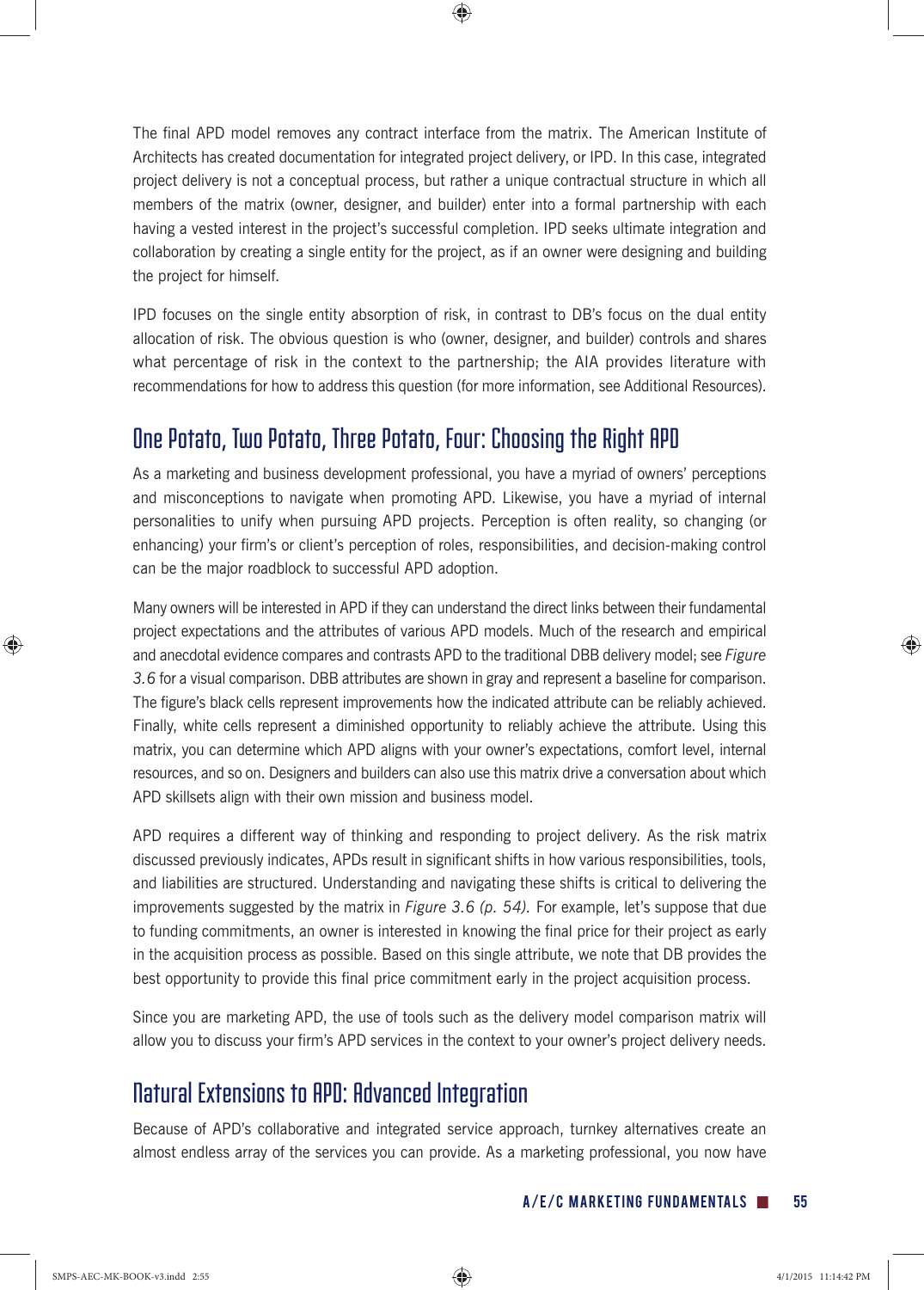The final APD model removes any contract interface from the matrix. The American Institute of Architects has created documentation for integrated project delivery, or IPD. In this case, integrated project delivery is not a conceptual process, but rather a unique contractual structure in which all members of the matrix (owner, designer, and builder) enter into a formal partnership with each having a vested interest in the project's successful completion. IPD seeks ultimate integration and collaboration by creating a single entity for the project, as if an owner were designing and building the project for himself.

IPD focuses on the single entity absorption of risk, in contrast to DB's focus on the dual entity allocation of risk. The obvious question is who (owner, designer, and builder) controls and shares what percentage of risk in the context to the partnership; the AIA provides literature with recommendations for how to address this question (for more information, see Additional Resources).

## One Potato, Two Potato, Three Potato, Four: Choosing the Right APD

As a marketing and business development professional, you have a myriad of owners' perceptions and misconceptions to navigate when promoting APD. Likewise, you have a myriad of internal personalities to unify when pursuing APD projects. Perception is often reality, so changing (or enhancing) your firm's or client's perception of roles, responsibilities, and decision-making control can be the major roadblock to successful APD adoption.

Many owners will be interested in APD if they can understand the direct links between their fundamental project expectations and the attributes of various APD models. Much of the research and empirical and anecdotal evidence compares and contrasts APD to the traditional DBB delivery model; see *Figure 3.6* for a visual comparison. DBB attributes are shown in gray and represent a baseline for comparison. The figure's black cells represent improvements how the indicated attribute can be reliably achieved. Finally, white cells represent a diminished opportunity to reliably achieve the attribute. Using this matrix, you can determine which APD aligns with your owner's expectations, comfort level, internal resources, and so on. Designers and builders can also use this matrix drive a conversation about which APD skillsets align with their own mission and business model.

APD requires a different way of thinking and responding to project delivery. As the risk matrix discussed previously indicates, APDs result in significant shifts in how various responsibilities, tools, and liabilities are structured. Understanding and navigating these shifts is critical to delivering the improvements suggested by the matrix in *Figure 3.6 (p. 54).* For example, let's suppose that due to funding commitments, an owner is interested in knowing the final price for their project as early in the acquisition process as possible. Based on this single attribute, we note that DB provides the best opportunity to provide this final price commitment early in the project acquisition process.

Since you are marketing APD, the use of tools such as the delivery model comparison matrix will allow you to discuss your firm's APD services in the context to your owner's project delivery needs.

## Natural Extensions to APD: Advanced Integration

Because of APD's collaborative and integrated service approach, turnkey alternatives create an almost endless array of the services you can provide. As a marketing professional, you now have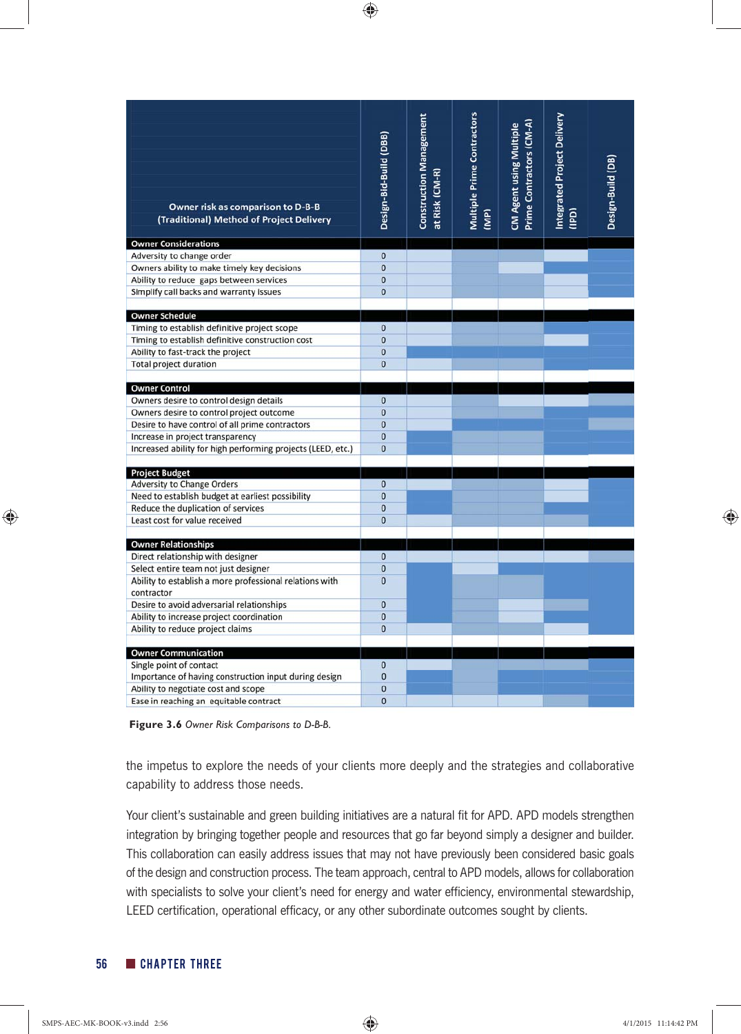| Owner risk as comparison to D-B-B (Traditional) Method of Project Delivery | Design-Bid-Build (DBB) | Construction Management at Risk (CM-R) | Multiple Prime Contractors (MP) | CM Agent using Multiple Prime Contractors (CM-A) | Integrated Project Delivery (IPD) | Design-Build (DB) |
|---|---|---|---|---|---|---|
| **Owner Considerations** | | | | | | |
| Adversity to change order | 0 | | | | | |
| Owners ability to make timely key decisions | 0 | | | | | |
| Ability to reduce gaps between services | 0 | | | | | |
| Simplify call backs and warranty issues | 0 | | | | | |
| **Owner Schedule** | | | | | | |
| Timing to establish definitive project scope | 0 | | | | | |
| Timing to establish definitive construction cost | 0 | | | | | |
| Ability to fast-track the project | 0 | | | | | |
| Total project duration | 0 | | | | | |
| **Owner Control** | | | | | | |
| Owners desire to control design details | 0 | | | | | |
| Owners desire to control project outcome | 0 | | | | | |
| Desire to have control of all prime contractors | 0 | | | | | |
| Increase in project transparency | 0 | | | | | |
| Increased ability for high performing projects (LEED, etc.) | 0 | | | | | |
| **Project Budget** | | | | | | |
| Adversity to Change Orders | 0 | | | | | |
| Need to establish budget at earliest possibility | 0 | | | | | |
| Reduce the duplication of services | 0 | | | | | |
| Least cost for value received | 0 | | | | | |
| **Owner Relationships** | | | | | | |
| Direct relationship with designer | 0 | | | | | |
| Select entire team not just designer | 0 | | | | | |
| Ability to establish a more professional relations with contractor | 0 | | | | | |
| Desire to avoid adversarial relationships | 0 | | | | | |
| Ability to increase project coordination | 0 | | | | | |
| Ability to reduce project claims | 0 | | | | | |
| **Owner Communication** | | | | | | |
| Single point of contact | 0 | | | | | |
| Importance of having construction input during design | 0 | | | | | |
| Ability to negotiate cost and scope | 0 | | | | | |
| Ease in reaching an equitable contract | 0 | | | | | |

**Figure 3.6** *Owner Risk Comparisons to D-B-B.*

the impetus to explore the needs of your clients more deeply and the strategies and collaborative capability to address those needs.

Your client's sustainable and green building initiatives are a natural fit for APD. APD models strengthen integration by bringing together people and resources that go far beyond simply a designer and builder. This collaboration can easily address issues that may not have previously been considered basic goals of the design and construction process. The team approach, central to APD models, allows for collaboration with specialists to solve your client's need for energy and water efficiency, environmental stewardship, LEED certification, operational efficacy, or any other subordinate outcomes sought by clients.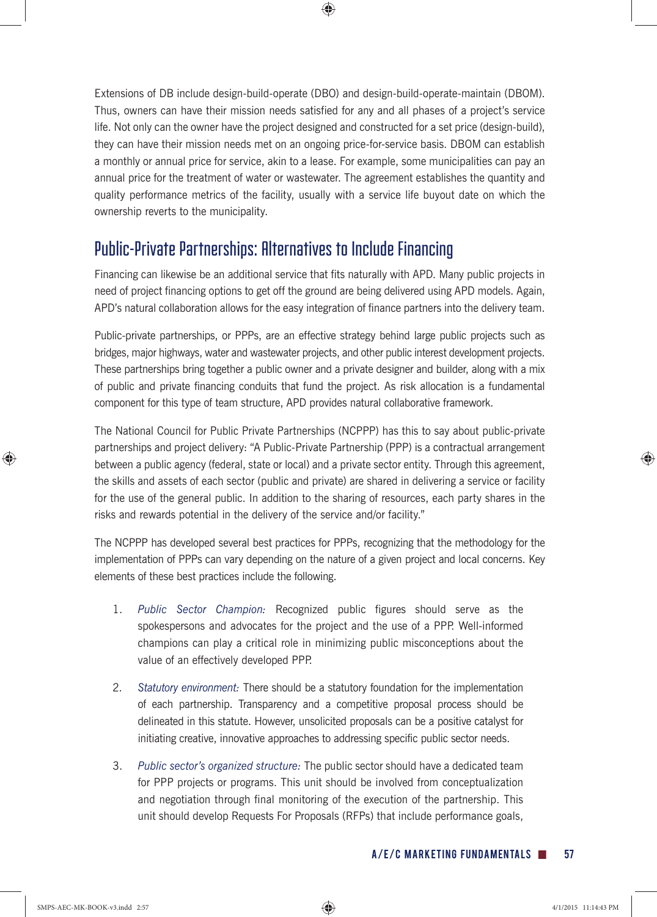Extensions of DB include design-build-operate (DBO) and design-build-operate-maintain (DBOM). Thus, owners can have their mission needs satisfied for any and all phases of a project's service life. Not only can the owner have the project designed and constructed for a set price (design-build), they can have their mission needs met on an ongoing price-for-service basis. DBOM can establish a monthly or annual price for service, akin to a lease. For example, some municipalities can pay an annual price for the treatment of water or wastewater. The agreement establishes the quantity and quality performance metrics of the facility, usually with a service life buyout date on which the ownership reverts to the municipality.

## Public-Private Partnerships: Alternatives to Include Financing

Financing can likewise be an additional service that fits naturally with APD. Many public projects in need of project financing options to get off the ground are being delivered using APD models. Again, APD's natural collaboration allows for the easy integration of finance partners into the delivery team.

Public-private partnerships, or PPPs, are an effective strategy behind large public projects such as bridges, major highways, water and wastewater projects, and other public interest development projects. These partnerships bring together a public owner and a private designer and builder, along with a mix of public and private financing conduits that fund the project. As risk allocation is a fundamental component for this type of team structure, APD provides natural collaborative framework.

The National Council for Public Private Partnerships (NCPPP) has this to say about public-private partnerships and project delivery: "A Public-Private Partnership (PPP) is a contractual arrangement between a public agency (federal, state or local) and a private sector entity. Through this agreement, the skills and assets of each sector (public and private) are shared in delivering a service or facility for the use of the general public. In addition to the sharing of resources, each party shares in the risks and rewards potential in the delivery of the service and/or facility."

The NCPPP has developed several best practices for PPPs, recognizing that the methodology for the implementation of PPPs can vary depending on the nature of a given project and local concerns. Key elements of these best practices include the following.

1. *Public Sector Champion:* Recognized public figures should serve as the spokespersons and advocates for the project and the use of a PPP. Well-informed champions can play a critical role in minimizing public misconceptions about the value of an effectively developed PPP.

2. *Statutory environment:* There should be a statutory foundation for the implementation of each partnership. Transparency and a competitive proposal process should be delineated in this statute. However, unsolicited proposals can be a positive catalyst for initiating creative, innovative approaches to addressing specific public sector needs.

3. *Public sector's organized structure:* The public sector should have a dedicated team for PPP projects or programs. This unit should be involved from conceptualization and negotiation through final monitoring of the execution of the partnership. This unit should develop Requests For Proposals (RFPs) that include performance goals,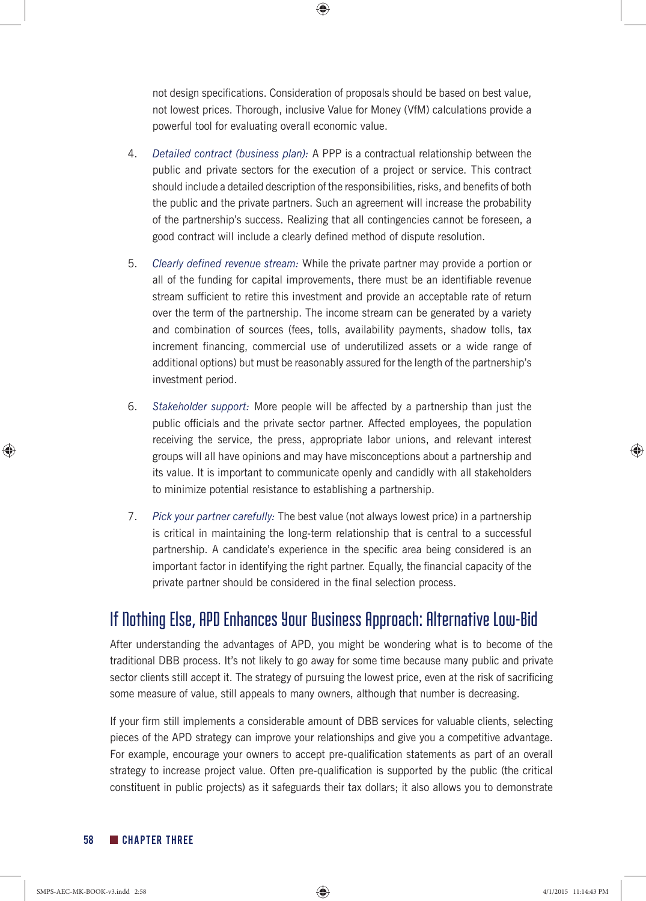not design specifications. Consideration of proposals should be based on best value, not lowest prices. Thorough, inclusive Value for Money (VfM) calculations provide a powerful tool for evaluating overall economic value.

4. *Detailed contract (business plan):* A PPP is a contractual relationship between the public and private sectors for the execution of a project or service. This contract should include a detailed description of the responsibilities, risks, and benefits of both the public and the private partners. Such an agreement will increase the probability of the partnership's success. Realizing that all contingencies cannot be foreseen, a good contract will include a clearly defined method of dispute resolution.

5. *Clearly defined revenue stream:* While the private partner may provide a portion or all of the funding for capital improvements, there must be an identifiable revenue stream sufficient to retire this investment and provide an acceptable rate of return over the term of the partnership. The income stream can be generated by a variety and combination of sources (fees, tolls, availability payments, shadow tolls, tax increment financing, commercial use of underutilized assets or a wide range of additional options) but must be reasonably assured for the length of the partnership's investment period.

6. *Stakeholder support:* More people will be affected by a partnership than just the public officials and the private sector partner. Affected employees, the population receiving the service, the press, appropriate labor unions, and relevant interest groups will all have opinions and may have misconceptions about a partnership and its value. It is important to communicate openly and candidly with all stakeholders to minimize potential resistance to establishing a partnership.

7. *Pick your partner carefully:* The best value (not always lowest price) in a partnership is critical in maintaining the long-term relationship that is central to a successful partnership. A candidate's experience in the specific area being considered is an important factor in identifying the right partner. Equally, the financial capacity of the private partner should be considered in the final selection process.

## If Nothing Else, APD Enhances Your Business Approach: Alternative Low-Bid

After understanding the advantages of APD, you might be wondering what is to become of the traditional DBB process. It's not likely to go away for some time because many public and private sector clients still accept it. The strategy of pursuing the lowest price, even at the risk of sacrificing some measure of value, still appeals to many owners, although that number is decreasing.

If your firm still implements a considerable amount of DBB services for valuable clients, selecting pieces of the APD strategy can improve your relationships and give you a competitive advantage. For example, encourage your owners to accept pre-qualification statements as part of an overall strategy to increase project value. Often pre-qualification is supported by the public (the critical constituent in public projects) as it safeguards their tax dollars; it also allows you to demonstrate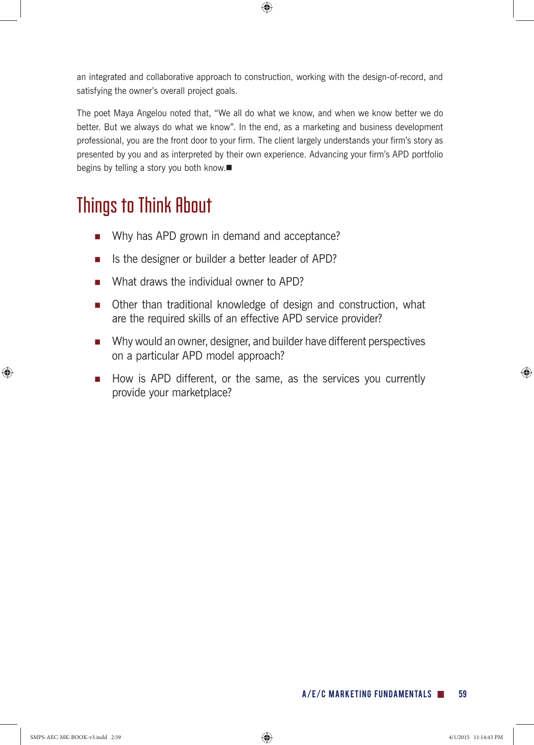an integrated and collaborative approach to construction, working with the design-of-record, and satisfying the owner's overall project goals.

The poet Maya Angelou noted that, "We all do what we know, and when we know better we do better. But we always do what we know". In the end, as a marketing and business development professional, you are the front door to your firm. The client largely understands your firm's story as presented by you and as interpreted by their own experience. Advancing your firm's APD portfolio begins by telling a story you both know.■

## Things to Think About

- Why has APD grown in demand and acceptance?
- Is the designer or builder a better leader of APD?
- What draws the individual owner to APD?
- Other than traditional knowledge of design and construction, what are the required skills of an effective APD service provider?
- Why would an owner, designer, and builder have different perspectives on a particular APD model approach?
- How is APD different, or the same, as the services you currently provide your marketplace?